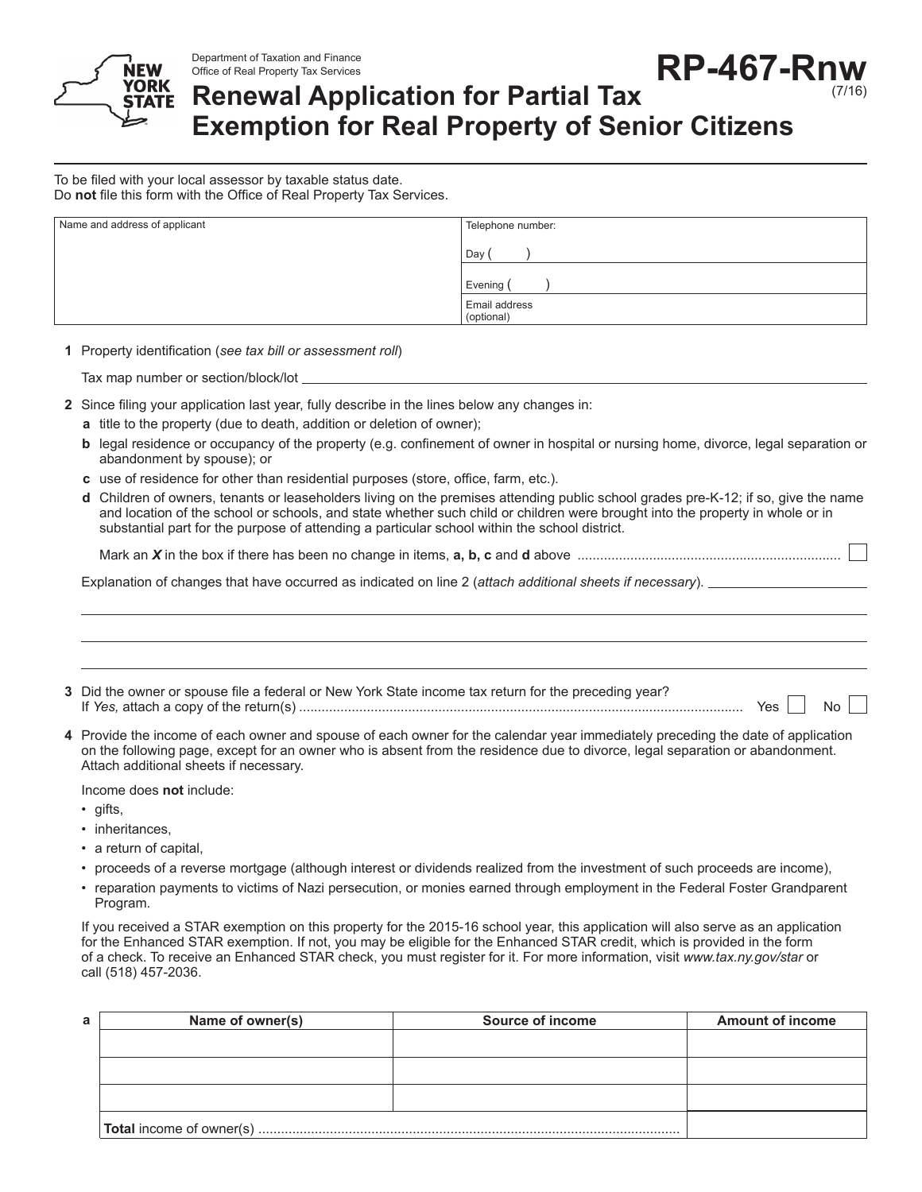Department of Taxation and Finance
Office of Real Property Tax Services

# RP-467-Rnw
(7/16)

# Renewal Application for Partial Tax Exemption for Real Property of Senior Citizens

To be filed with your local assessor by taxable status date.
Do **not** file this form with the Office of Real Property Tax Services.

| Name and address of applicant | Telephone number: |
|---|---|
| | Day ( ) |
| | Evening ( ) |
| | Email address (optional) |

**1** Property identification (*see tax bill or assessment roll*)

Tax map number or section/block/lot ______________________

**2** Since filing your application last year, fully describe in the lines below any changes in:

- **a** title to the property (due to death, addition or deletion of owner);
- **b** legal residence or occupancy of the property (e.g. confinement of owner in hospital or nursing home, divorce, legal separation or abandonment by spouse); or
- **c** use of residence for other than residential purposes (store, office, farm, etc.).
- **d** Children of owners, tenants or leaseholders living on the premises attending public school grades pre-K-12; if so, give the name and location of the school or schools, and state whether such child or children were brought into the property in whole or in substantial part for the purpose of attending a particular school within the school district.

Mark an ***X*** in the box if there has been no change in items, **a, b, c** and **d** above .......... ☐

Explanation of changes that have occurred as indicated on line 2 (*attach additional sheets if necessary*). ______________________

______________________

______________________

______________________

**3** Did the owner or spouse file a federal or New York State income tax return for the preceding year?
If *Yes,* attach a copy of the return(s) .......... Yes ☐ No ☐

**4** Provide the income of each owner and spouse of each owner for the calendar year immediately preceding the date of application on the following page, except for an owner who is absent from the residence due to divorce, legal separation or abandonment. Attach additional sheets if necessary.

Income does **not** include:

- gifts,
- inheritances,
- a return of capital,
- proceeds of a reverse mortgage (although interest or dividends realized from the investment of such proceeds are income),
- reparation payments to victims of Nazi persecution, or monies earned through employment in the Federal Foster Grandparent Program.

If you received a STAR exemption on this property for the 2015-16 school year, this application will also serve as an application for the Enhanced STAR exemption. If not, you may be eligible for the Enhanced STAR credit, which is provided in the form of a check. To receive an Enhanced STAR check, you must register for it. For more information, visit *www.tax.ny.gov/star* or call (518) 457-2036.

**a**

| Name of owner(s) | Source of income | Amount of income |
|---|---|---|
| | | |
| | | |
| | | |
| **Total** income of owner(s) .......... | | |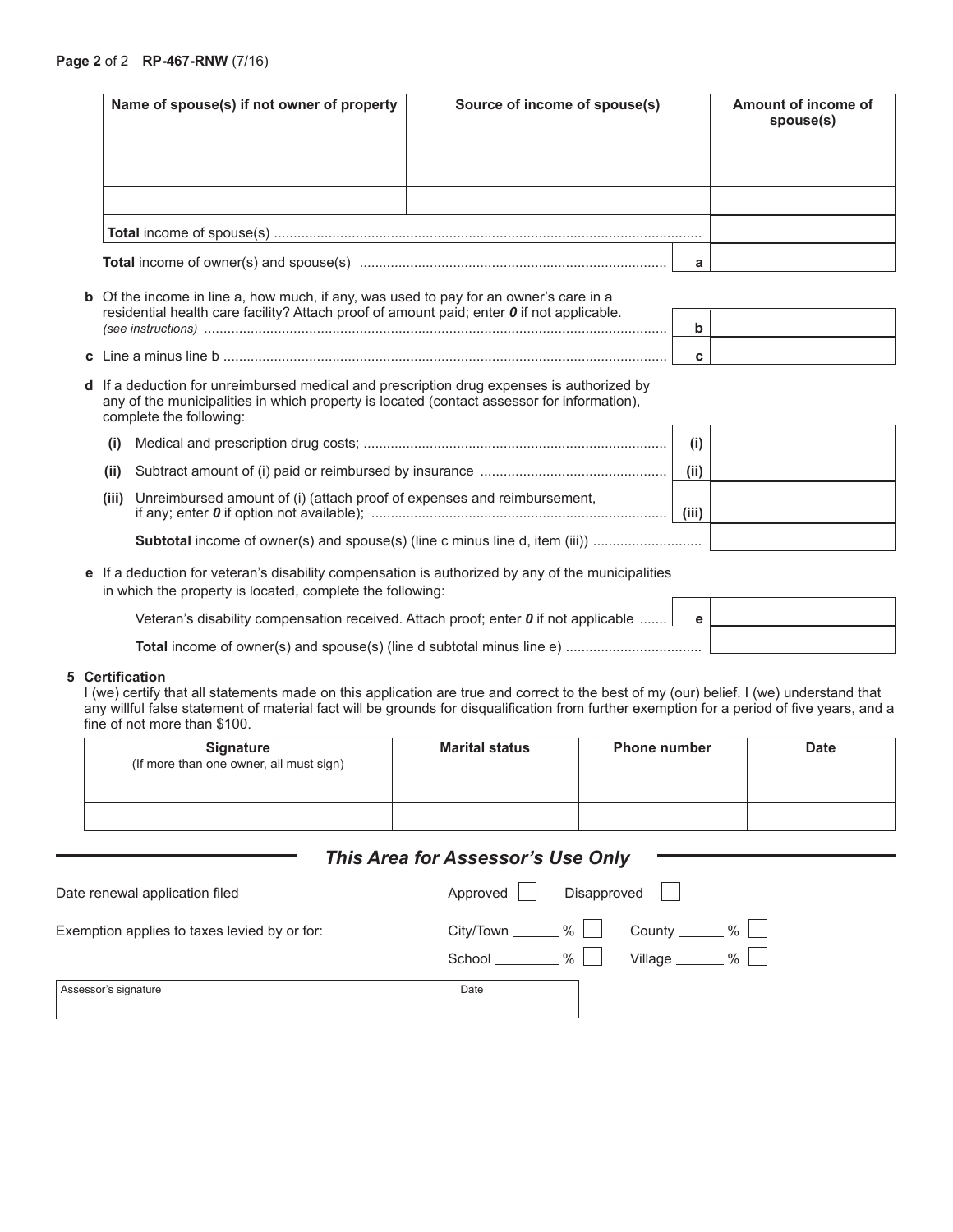| Name of spouse(s) if not owner of property | Source of income of spouse(s) | Amount of income of spouse(s) |
|---|---|---|
| | | |
| | | |
| | | |
| **Total** income of spouse(s) | | |

**Total** income of owner(s) and spouse(s) .......... **a** ______

**b** Of the income in line a, how much, if any, was used to pay for an owner's care in a residential health care facility? Attach proof of amount paid; enter ***0*** if not applicable. *(see instructions)* .......... **b** ______

**c** Line a minus line b .......... **c** ______

**d** If a deduction for unreimbursed medical and prescription drug expenses is authorized by any of the municipalities in which property is located (contact assessor for information), complete the following:

**(i)** Medical and prescription drug costs; .......... **(i)** ______

**(ii)** Subtract amount of (i) paid or reimbursed by insurance .......... **(ii)** ______

**(iii)** Unreimbursed amount of (i) (attach proof of expenses and reimbursement, if any; enter ***0*** if option not available); .......... **(iii)** ______

**Subtotal** income of owner(s) and spouse(s) (line c minus line d, item (iii)) .......... ______

**e** If a deduction for veteran's disability compensation is authorized by any of the municipalities in which the property is located, complete the following:

Veteran's disability compensation received. Attach proof; enter ***0*** if not applicable .......... **e** ______

**Total** income of owner(s) and spouse(s) (line d subtotal minus line e) .......... ______

**5 Certification**

I (we) certify that all statements made on this application are true and correct to the best of my (our) belief. I (we) understand that any willful false statement of material fact will be grounds for disqualification from further exemption for a period of five years, and a fine of not more than $100.

| **Signature** (If more than one owner, all must sign) | **Marital status** | **Phone number** | **Date** |
|---|---|---|---|
| | | | |
| | | | |

## *This Area for Assessor's Use Only*

Date renewal application filed ________________ Approved ☐ Disapproved ☐

Exemption applies to taxes levied by or for: City/Town ______ % ☐ County ______ % ☐

School ________ % ☐ Village ______ % ☐

| Assessor's signature | Date |
|---|---|
| | |